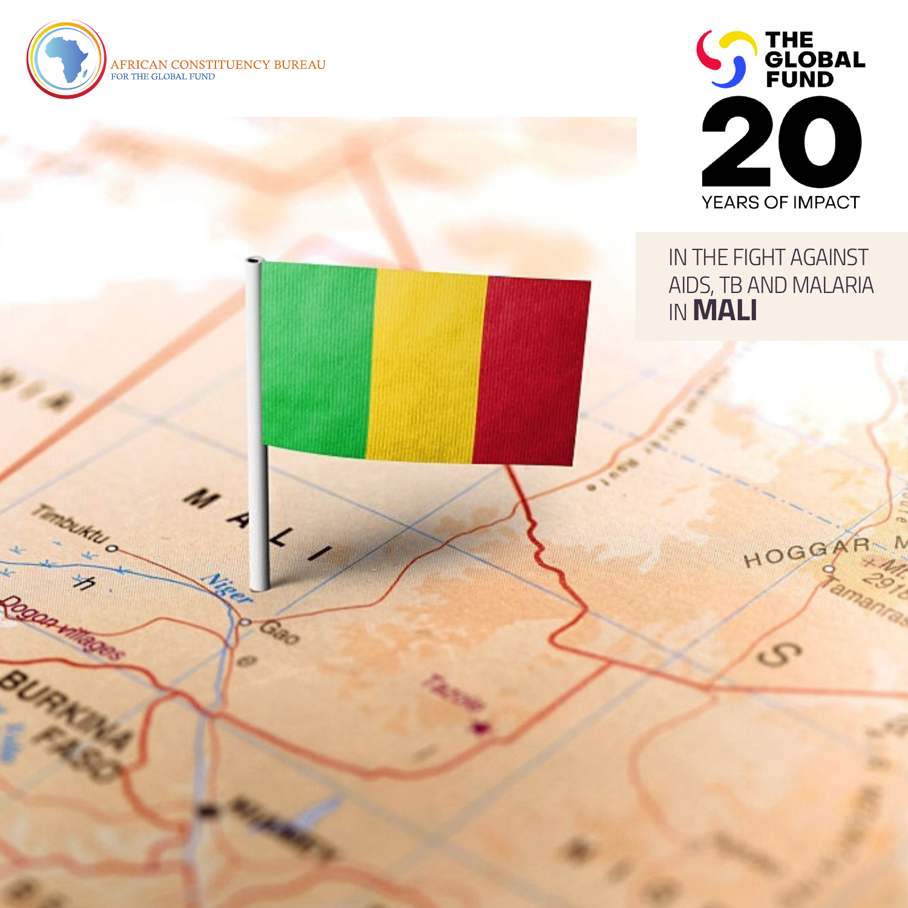AFRICAN CONSTITUENCY BUREAU
FOR THE GLOBAL FUND

THE GLOBAL FUND

20

YEARS OF IMPACT

# IN THE FIGHT AGAINST AIDS, TB AND MALARIA IN **MALI**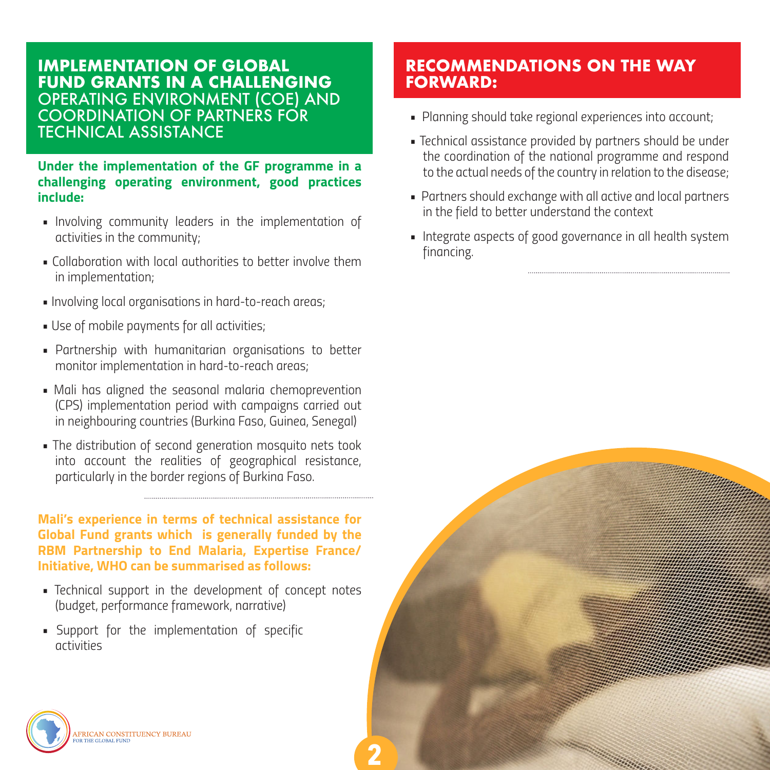## IMPLEMENTATION OF GLOBAL FUND GRANTS IN A CHALLENGING OPERATING ENVIRONMENT (COE) AND COORDINATION OF PARTNERS FOR TECHNICAL ASSISTANCE

**Under the implementation of the GF programme in a challenging operating environment, good practices include:**

- Involving community leaders in the implementation of activities in the community;
- Collaboration with local authorities to better involve them in implementation;
- Involving local organisations in hard-to-reach areas;
- Use of mobile payments for all activities;
- Partnership with humanitarian organisations to better monitor implementation in hard-to-reach areas;
- Mali has aligned the seasonal malaria chemoprevention (CPS) implementation period with campaigns carried out in neighbouring countries (Burkina Faso, Guinea, Senegal)
- The distribution of second generation mosquito nets took into account the realities of geographical resistance, particularly in the border regions of Burkina Faso.

**Mali's experience in terms of technical assistance for Global Fund grants which is generally funded by the RBM Partnership to End Malaria, Expertise France/ Initiative, WHO can be summarised as follows:**

- Technical support in the development of concept notes (budget, performance framework, narrative)
- Support for the implementation of specific activities

## RECOMMENDATIONS ON THE WAY FORWARD:

- Planning should take regional experiences into account;
- Technical assistance provided by partners should be under the coordination of the national programme and respond to the actual needs of the country in relation to the disease;
- Partners should exchange with all active and local partners in the field to better understand the context
- Integrate aspects of good governance in all health system financing.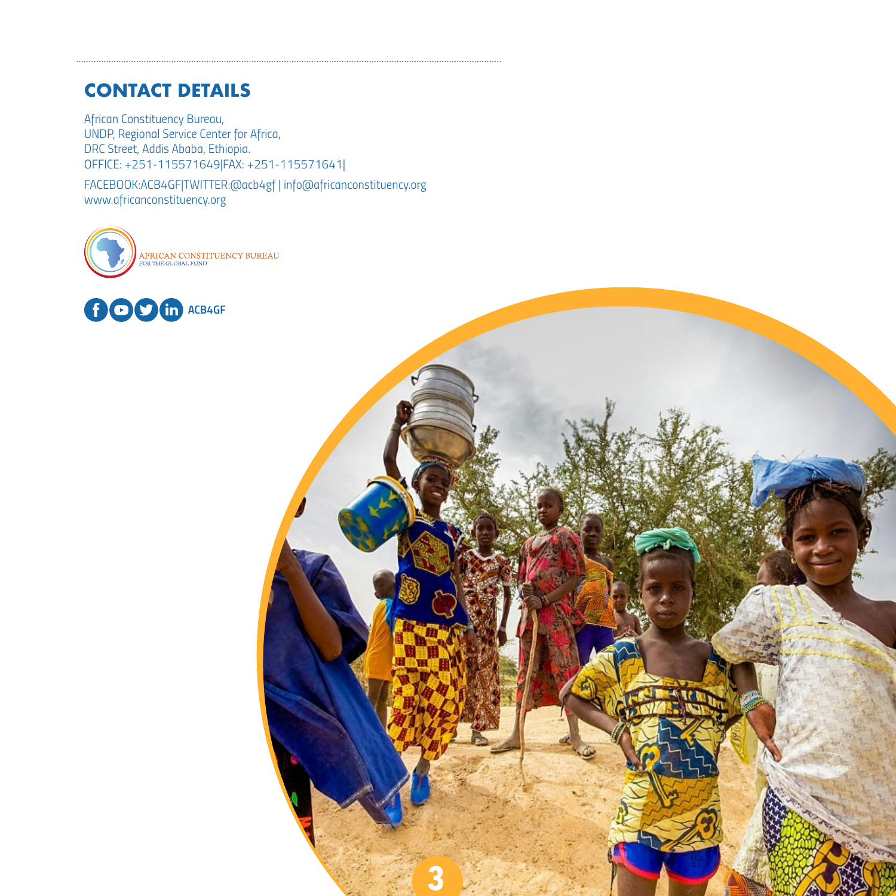## CONTACT DETAILS

African Constituency Bureau,
UNDP, Regional Service Center for Africa,
DRC Street, Addis Ababa, Ethiopia.
OFFICE: +251-115571649|FAX: +251-115571641|

FACEBOOK:ACB4GF|TWITTER:@acb4gf | info@africanconstituency.org
www.africanconstituency.org

AFRICAN CONSTITUENCY BUREAU
FOR THE GLOBAL FUND

ACB4GF